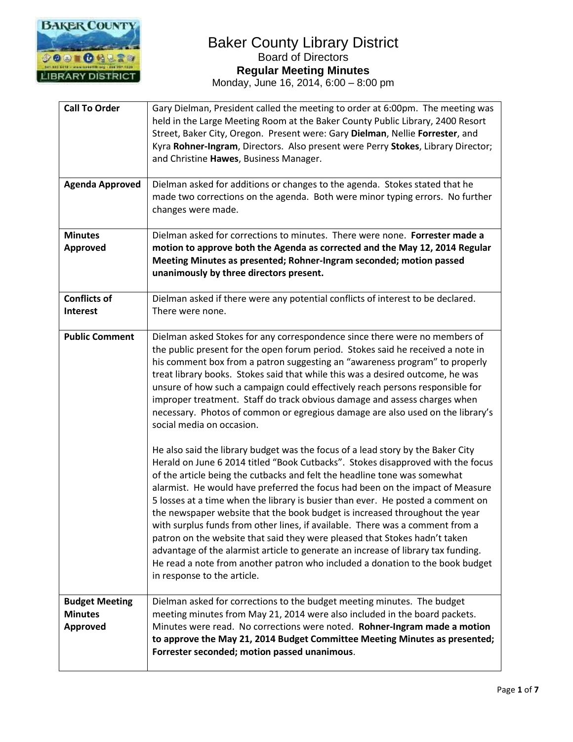# Baker County Library District

## Board of Directors

### Regular Meeting Minutes

Monday, June 16, 2014, 6:00 – 8:00 pm

| | |
|---|---|
| **Call To Order** | Gary Dielman, President called the meeting to order at 6:00pm. The meeting was held in the Large Meeting Room at the Baker County Public Library, 2400 Resort Street, Baker City, Oregon. Present were: Gary **Dielman**, Nellie **Forrester**, and Kyra **Rohner-Ingram**, Directors. Also present were Perry **Stokes**, Library Director; and Christine **Hawes**, Business Manager. |
| **Agenda Approved** | Dielman asked for additions or changes to the agenda. Stokes stated that he made two corrections on the agenda. Both were minor typing errors. No further changes were made. |
| **Minutes Approved** | Dielman asked for corrections to minutes. There were none. **Forrester made a motion to approve both the Agenda as corrected and the May 12, 2014 Regular Meeting Minutes as presented; Rohner-Ingram seconded; motion passed unanimously by three directors present.** |
| **Conflicts of Interest** | Dielman asked if there were any potential conflicts of interest to be declared. There were none. |
| **Public Comment** | Dielman asked Stokes for any correspondence since there were no members of the public present for the open forum period. Stokes said he received a note in his comment box from a patron suggesting an "awareness program" to properly treat library books. Stokes said that while this was a desired outcome, he was unsure of how such a campaign could effectively reach persons responsible for improper treatment. Staff do track obvious damage and assess charges when necessary. Photos of common or egregious damage are also used on the library's social media on occasion.<br><br>He also said the library budget was the focus of a lead story by the Baker City Herald on June 6 2014 titled "Book Cutbacks". Stokes disapproved with the focus of the article being the cutbacks and felt the headline tone was somewhat alarmist. He would have preferred the focus had been on the impact of Measure 5 losses at a time when the library is busier than ever. He posted a comment on the newspaper website that the book budget is increased throughout the year with surplus funds from other lines, if available. There was a comment from a patron on the website that said they were pleased that Stokes hadn't taken advantage of the alarmist article to generate an increase of library tax funding. He read a note from another patron who included a donation to the book budget in response to the article. |
| **Budget Meeting Minutes Approved** | Dielman asked for corrections to the budget meeting minutes. The budget meeting minutes from May 21, 2014 were also included in the board packets. Minutes were read. No corrections were noted. **Rohner-Ingram made a motion to approve the May 21, 2014 Budget Committee Meeting Minutes as presented; Forrester seconded; motion passed unanimous**. |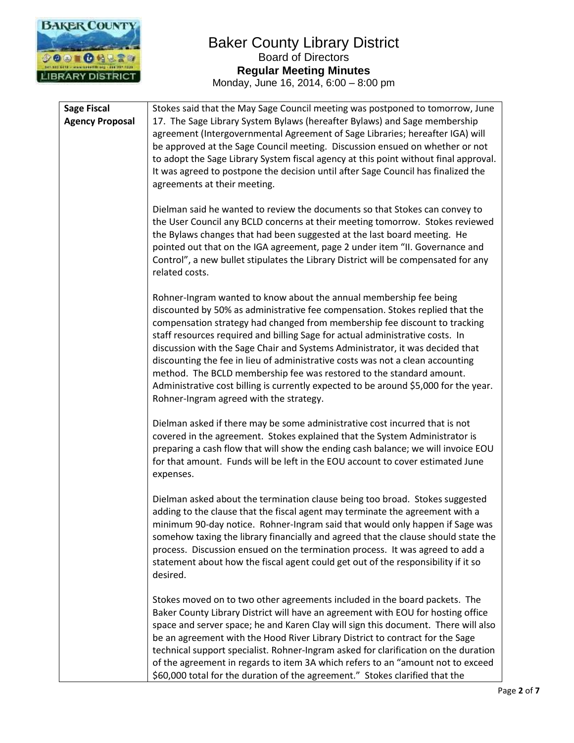# Baker County Library District

## Board of Directors

### Regular Meeting Minutes

Monday, June 16, 2014, 6:00 – 8:00 pm

| | |
|---|---|
| **Sage Fiscal Agency Proposal** | Stokes said that the May Sage Council meeting was postponed to tomorrow, June 17. The Sage Library System Bylaws (hereafter Bylaws) and Sage membership agreement (Intergovernmental Agreement of Sage Libraries; hereafter IGA) will be approved at the Sage Council meeting. Discussion ensued on whether or not to adopt the Sage Library System fiscal agency at this point without final approval. It was agreed to postpone the decision until after Sage Council has finalized the agreements at their meeting.<br><br>Dielman said he wanted to review the documents so that Stokes can convey to the User Council any BCLD concerns at their meeting tomorrow. Stokes reviewed the Bylaws changes that had been suggested at the last board meeting. He pointed out that on the IGA agreement, page 2 under item "II. Governance and Control", a new bullet stipulates the Library District will be compensated for any related costs.<br><br>Rohner-Ingram wanted to know about the annual membership fee being discounted by 50% as administrative fee compensation. Stokes replied that the compensation strategy had changed from membership fee discount to tracking staff resources required and billing Sage for actual administrative costs. In discussion with the Sage Chair and Systems Administrator, it was decided that discounting the fee in lieu of administrative costs was not a clean accounting method. The BCLD membership fee was restored to the standard amount. Administrative cost billing is currently expected to be around $5,000 for the year. Rohner-Ingram agreed with the strategy.<br><br>Dielman asked if there may be some administrative cost incurred that is not covered in the agreement. Stokes explained that the System Administrator is preparing a cash flow that will show the ending cash balance; we will invoice EOU for that amount. Funds will be left in the EOU account to cover estimated June expenses.<br><br>Dielman asked about the termination clause being too broad. Stokes suggested adding to the clause that the fiscal agent may terminate the agreement with a minimum 90-day notice. Rohner-Ingram said that would only happen if Sage was somehow taxing the library financially and agreed that the clause should state the process. Discussion ensued on the termination process. It was agreed to add a statement about how the fiscal agent could get out of the responsibility if it so desired.<br><br>Stokes moved on to two other agreements included in the board packets. The Baker County Library District will have an agreement with EOU for hosting office space and server space; he and Karen Clay will sign this document. There will also be an agreement with the Hood River Library District to contract for the Sage technical support specialist. Rohner-Ingram asked for clarification on the duration of the agreement in regards to item 3A which refers to an "amount not to exceed $60,000 total for the duration of the agreement." Stokes clarified that the |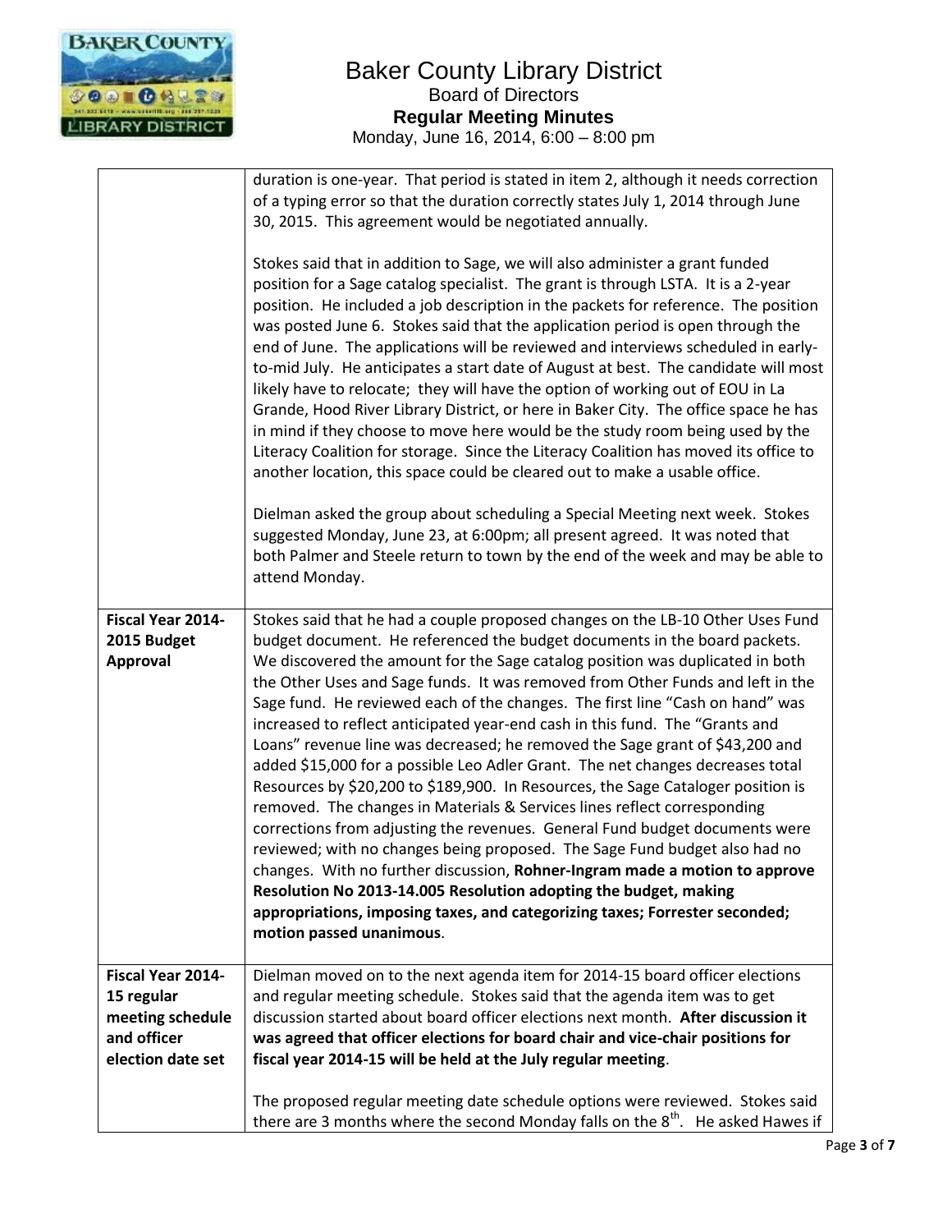# Baker County Library District

Board of Directors

**Regular Meeting Minutes**

Monday, June 16, 2014, 6:00 – 8:00 pm

| | |
|---|---|
| | duration is one-year. That period is stated in item 2, although it needs correction of a typing error so that the duration correctly states July 1, 2014 through June 30, 2015. This agreement would be negotiated annually.<br><br>Stokes said that in addition to Sage, we will also administer a grant funded position for a Sage catalog specialist. The grant is through LSTA. It is a 2-year position. He included a job description in the packets for reference. The position was posted June 6. Stokes said that the application period is open through the end of June. The applications will be reviewed and interviews scheduled in early-to-mid July. He anticipates a start date of August at best. The candidate will most likely have to relocate; they will have the option of working out of EOU in La Grande, Hood River Library District, or here in Baker City. The office space he has in mind if they choose to move here would be the study room being used by the Literacy Coalition for storage. Since the Literacy Coalition has moved its office to another location, this space could be cleared out to make a usable office.<br><br>Dielman asked the group about scheduling a Special Meeting next week. Stokes suggested Monday, June 23, at 6:00pm; all present agreed. It was noted that both Palmer and Steele return to town by the end of the week and may be able to attend Monday. |
| **Fiscal Year 2014-2015 Budget Approval** | Stokes said that he had a couple proposed changes on the LB-10 Other Uses Fund budget document. He referenced the budget documents in the board packets. We discovered the amount for the Sage catalog position was duplicated in both the Other Uses and Sage funds. It was removed from Other Funds and left in the Sage fund. He reviewed each of the changes. The first line "Cash on hand" was increased to reflect anticipated year-end cash in this fund. The "Grants and Loans" revenue line was decreased; he removed the Sage grant of $43,200 and added $15,000 for a possible Leo Adler Grant. The net changes decreases total Resources by $20,200 to $189,900. In Resources, the Sage Cataloger position is removed. The changes in Materials & Services lines reflect corresponding corrections from adjusting the revenues. General Fund budget documents were reviewed; with no changes being proposed. The Sage Fund budget also had no changes. With no further discussion, **Rohner-Ingram made a motion to approve Resolution No 2013-14.005 Resolution adopting the budget, making appropriations, imposing taxes, and categorizing taxes; Forrester seconded; motion passed unanimous**. |
| **Fiscal Year 2014-15 regular meeting schedule and officer election date set** | Dielman moved on to the next agenda item for 2014-15 board officer elections and regular meeting schedule. Stokes said that the agenda item was to get discussion started about board officer elections next month. **After discussion it was agreed that officer elections for board chair and vice-chair positions for fiscal year 2014-15 will be held at the July regular meeting**.<br><br>The proposed regular meeting date schedule options were reviewed. Stokes said there are 3 months where the second Monday falls on the 8th. He asked Hawes if |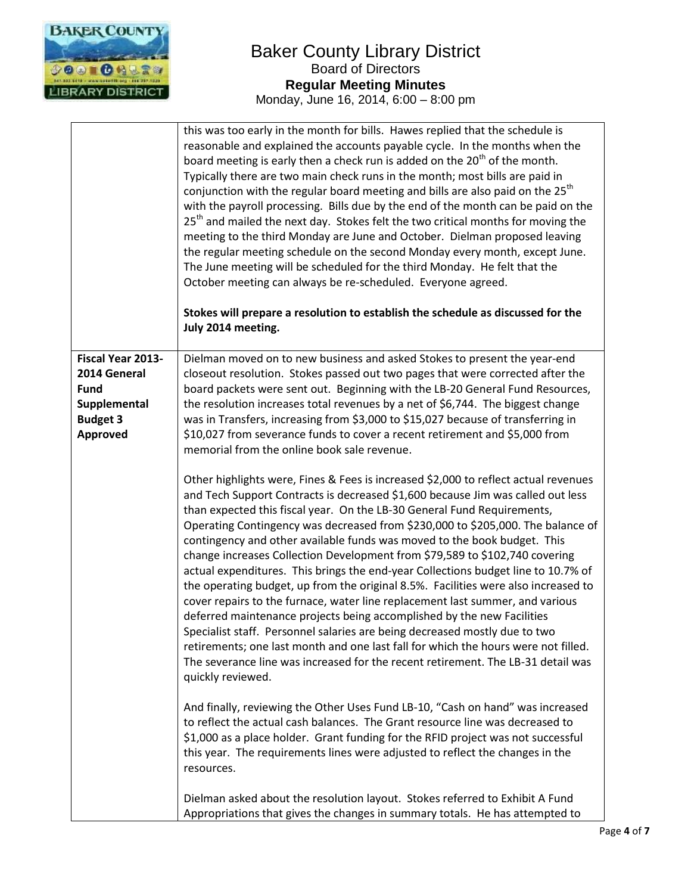| | |
|---|---|
| | this was too early in the month for bills. Hawes replied that the schedule is reasonable and explained the accounts payable cycle. In the months when the board meeting is early then a check run is added on the 20th of the month. Typically there are two main check runs in the month; most bills are paid in conjunction with the regular board meeting and bills are also paid on the 25th with the payroll processing. Bills due by the end of the month can be paid on the 25th and mailed the next day. Stokes felt the two critical months for moving the meeting to the third Monday are June and October. Dielman proposed leaving the regular meeting schedule on the second Monday every month, except June. The June meeting will be scheduled for the third Monday. He felt that the October meeting can always be re-scheduled. Everyone agreed.<br><br>**Stokes will prepare a resolution to establish the schedule as discussed for the July 2014 meeting.** |
| **Fiscal Year 2013-2014 General Fund Supplemental Budget 3 Approved** | Dielman moved on to new business and asked Stokes to present the year-end closeout resolution. Stokes passed out two pages that were corrected after the board packets were sent out. Beginning with the LB-20 General Fund Resources, the resolution increases total revenues by a net of $6,744. The biggest change was in Transfers, increasing from $3,000 to $15,027 because of transferring in $10,027 from severance funds to cover a recent retirement and $5,000 from memorial from the online book sale revenue.<br><br>Other highlights were, Fines & Fees is increased $2,000 to reflect actual revenues and Tech Support Contracts is decreased $1,600 because Jim was called out less than expected this fiscal year. On the LB-30 General Fund Requirements, Operating Contingency was decreased from $230,000 to $205,000. The balance of contingency and other available funds was moved to the book budget. This change increases Collection Development from $79,589 to $102,740 covering actual expenditures. This brings the end-year Collections budget line to 10.7% of the operating budget, up from the original 8.5%. Facilities were also increased to cover repairs to the furnace, water line replacement last summer, and various deferred maintenance projects being accomplished by the new Facilities Specialist staff. Personnel salaries are being decreased mostly due to two retirements; one last month and one last fall for which the hours were not filled. The severance line was increased for the recent retirement. The LB-31 detail was quickly reviewed.<br><br>And finally, reviewing the Other Uses Fund LB-10, "Cash on hand" was increased to reflect the actual cash balances. The Grant resource line was decreased to $1,000 as a place holder. Grant funding for the RFID project was not successful this year. The requirements lines were adjusted to reflect the changes in the resources.<br><br>Dielman asked about the resolution layout. Stokes referred to Exhibit A Fund Appropriations that gives the changes in summary totals. He has attempted to |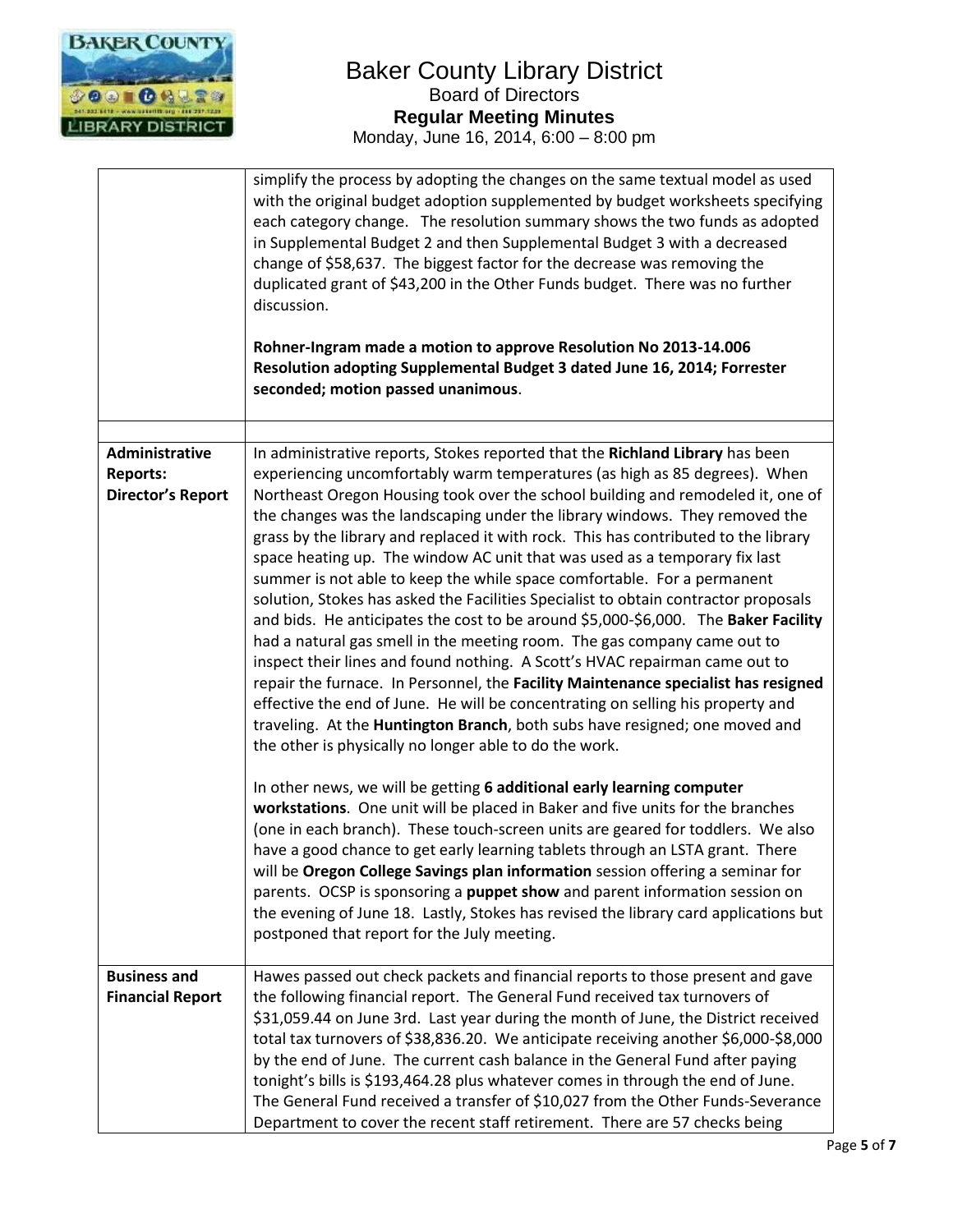# Baker County Library District

Board of Directors

**Regular Meeting Minutes**

Monday, June 16, 2014, 6:00 – 8:00 pm

| | |
|---|---|
| | simplify the process by adopting the changes on the same textual model as used with the original budget adoption supplemented by budget worksheets specifying each category change. The resolution summary shows the two funds as adopted in Supplemental Budget 2 and then Supplemental Budget 3 with a decreased change of $58,637. The biggest factor for the decrease was removing the duplicated grant of $43,200 in the Other Funds budget. There was no further discussion.<br><br>**Rohner-Ingram made a motion to approve Resolution No 2013-14.006 Resolution adopting Supplemental Budget 3 dated June 16, 2014; Forrester seconded; motion passed unanimous**. |
| | |
| **Administrative Reports: Director's Report** | In administrative reports, Stokes reported that the **Richland Library** has been experiencing uncomfortably warm temperatures (as high as 85 degrees). When Northeast Oregon Housing took over the school building and remodeled it, one of the changes was the landscaping under the library windows. They removed the grass by the library and replaced it with rock. This has contributed to the library space heating up. The window AC unit that was used as a temporary fix last summer is not able to keep the while space comfortable. For a permanent solution, Stokes has asked the Facilities Specialist to obtain contractor proposals and bids. He anticipates the cost to be around $5,000-$6,000. The **Baker Facility** had a natural gas smell in the meeting room. The gas company came out to inspect their lines and found nothing. A Scott's HVAC repairman came out to repair the furnace. In Personnel, the **Facility Maintenance specialist has resigned** effective the end of June. He will be concentrating on selling his property and traveling. At the **Huntington Branch**, both subs have resigned; one moved and the other is physically no longer able to do the work.<br><br>In other news, we will be getting **6 additional early learning computer workstations**. One unit will be placed in Baker and five units for the branches (one in each branch). These touch-screen units are geared for toddlers. We also have a good chance to get early learning tablets through an LSTA grant. There will be **Oregon College Savings plan information** session offering a seminar for parents. OCSP is sponsoring a **puppet show** and parent information session on the evening of June 18. Lastly, Stokes has revised the library card applications but postponed that report for the July meeting. |
| **Business and Financial Report** | Hawes passed out check packets and financial reports to those present and gave the following financial report. The General Fund received tax turnovers of $31,059.44 on June 3rd. Last year during the month of June, the District received total tax turnovers of $38,836.20. We anticipate receiving another $6,000-$8,000 by the end of June. The current cash balance in the General Fund after paying tonight's bills is $193,464.28 plus whatever comes in through the end of June. The General Fund received a transfer of $10,027 from the Other Funds-Severance Department to cover the recent staff retirement. There are 57 checks being |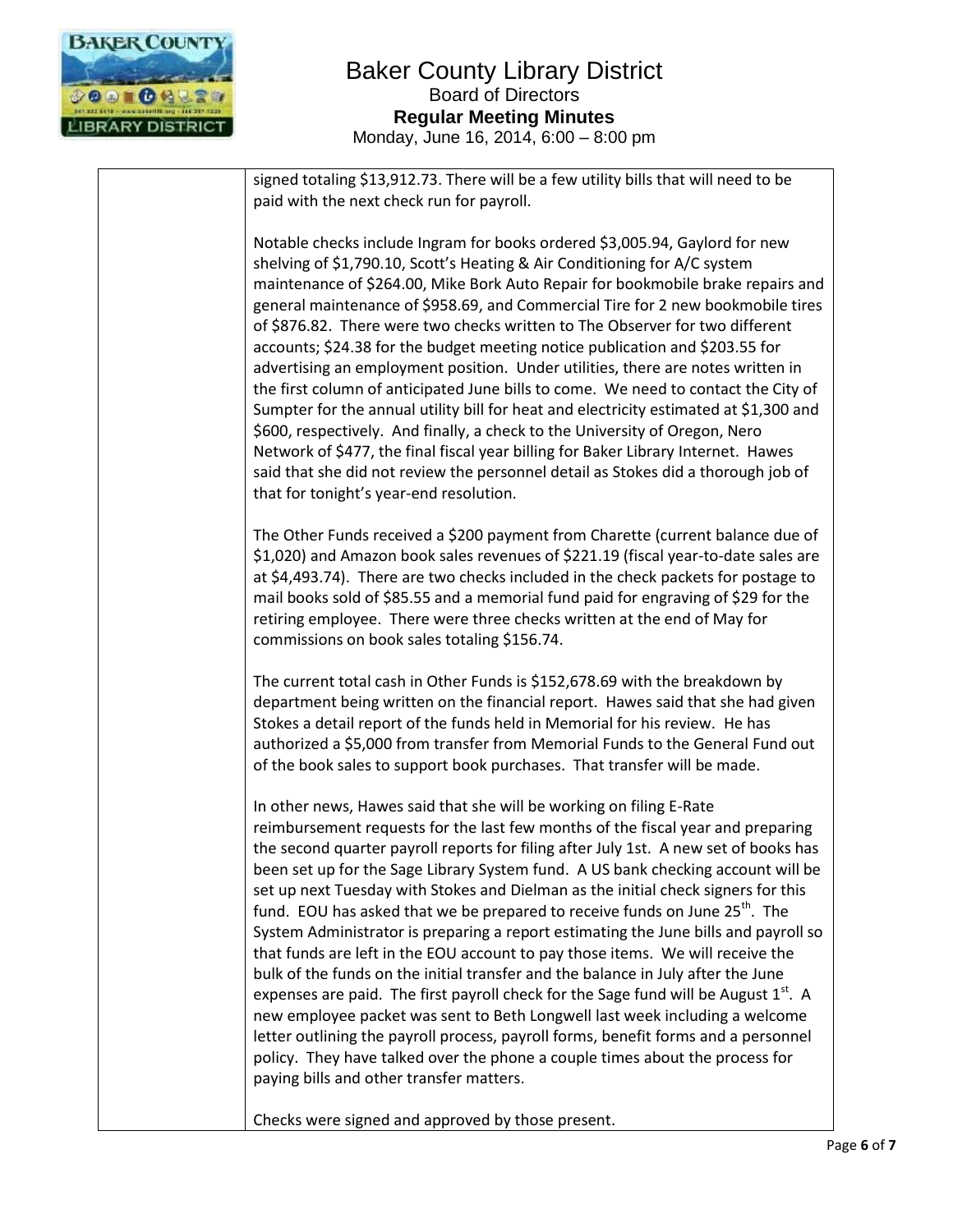signed totaling $13,912.73. There will be a few utility bills that will need to be paid with the next check run for payroll.

Notable checks include Ingram for books ordered $3,005.94, Gaylord for new shelving of $1,790.10, Scott's Heating & Air Conditioning for A/C system maintenance of $264.00, Mike Bork Auto Repair for bookmobile brake repairs and general maintenance of $958.69, and Commercial Tire for 2 new bookmobile tires of $876.82. There were two checks written to The Observer for two different accounts; $24.38 for the budget meeting notice publication and $203.55 for advertising an employment position. Under utilities, there are notes written in the first column of anticipated June bills to come. We need to contact the City of Sumpter for the annual utility bill for heat and electricity estimated at $1,300 and $600, respectively. And finally, a check to the University of Oregon, Nero Network of $477, the final fiscal year billing for Baker Library Internet. Hawes said that she did not review the personnel detail as Stokes did a thorough job of that for tonight's year-end resolution.

The Other Funds received a $200 payment from Charette (current balance due of $1,020) and Amazon book sales revenues of $221.19 (fiscal year-to-date sales are at $4,493.74). There are two checks included in the check packets for postage to mail books sold of $85.55 and a memorial fund paid for engraving of $29 for the retiring employee. There were three checks written at the end of May for commissions on book sales totaling $156.74.

The current total cash in Other Funds is $152,678.69 with the breakdown by department being written on the financial report. Hawes said that she had given Stokes a detail report of the funds held in Memorial for his review. He has authorized a $5,000 from transfer from Memorial Funds to the General Fund out of the book sales to support book purchases. That transfer will be made.

In other news, Hawes said that she will be working on filing E-Rate reimbursement requests for the last few months of the fiscal year and preparing the second quarter payroll reports for filing after July 1st. A new set of books has been set up for the Sage Library System fund. A US bank checking account will be set up next Tuesday with Stokes and Dielman as the initial check signers for this fund. EOU has asked that we be prepared to receive funds on June 25th. The System Administrator is preparing a report estimating the June bills and payroll so that funds are left in the EOU account to pay those items. We will receive the bulk of the funds on the initial transfer and the balance in July after the June expenses are paid. The first payroll check for the Sage fund will be August 1st. A new employee packet was sent to Beth Longwell last week including a welcome letter outlining the payroll process, payroll forms, benefit forms and a personnel policy. They have talked over the phone a couple times about the process for paying bills and other transfer matters.

Checks were signed and approved by those present.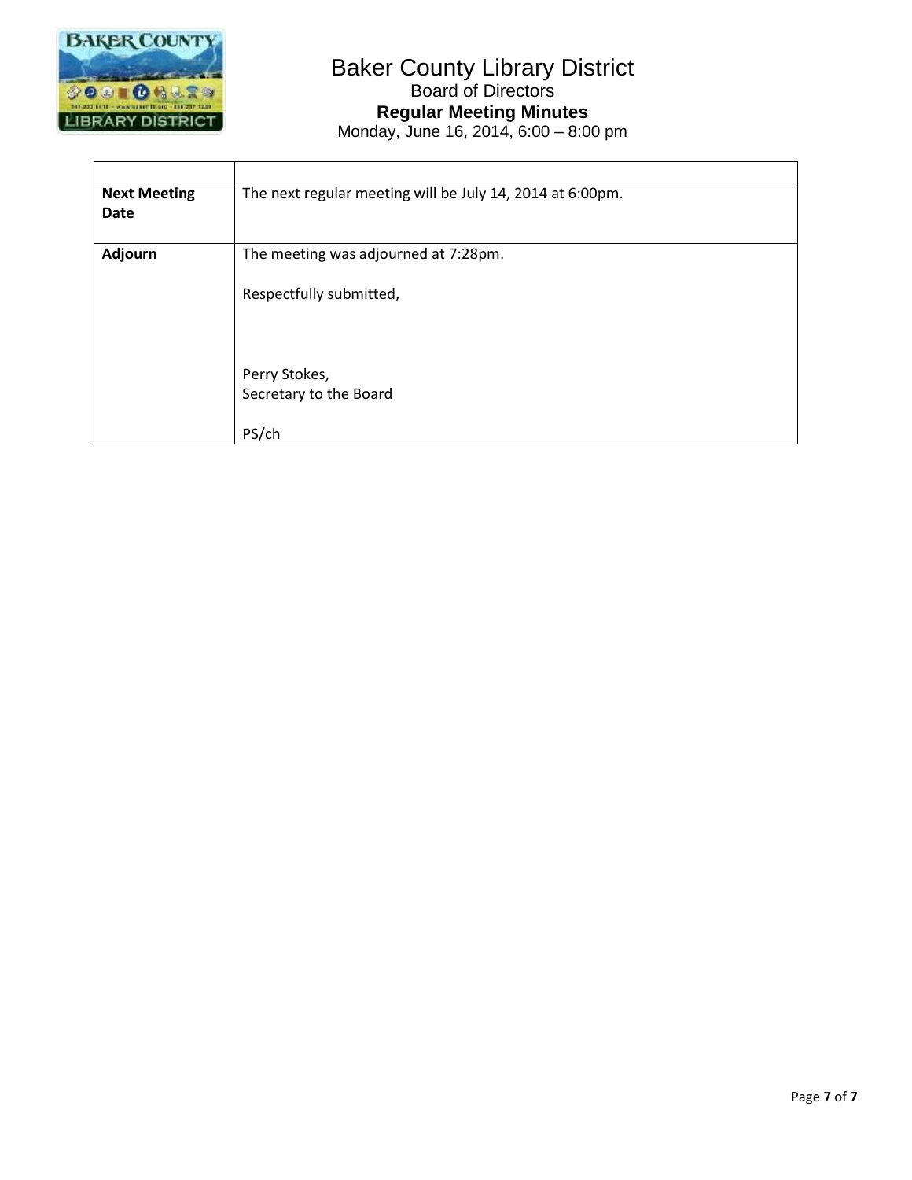# Baker County Library District

Board of Directors

**Regular Meeting Minutes**

Monday, June 16, 2014, 6:00 – 8:00 pm

| | |
|---|---|
| **Next Meeting Date** | The next regular meeting will be July 14, 2014 at 6:00pm. |
| **Adjourn** | The meeting was adjourned at 7:28pm.<br><br>Respectfully submitted,<br><br><br>Perry Stokes,<br>Secretary to the Board<br><br>PS/ch |